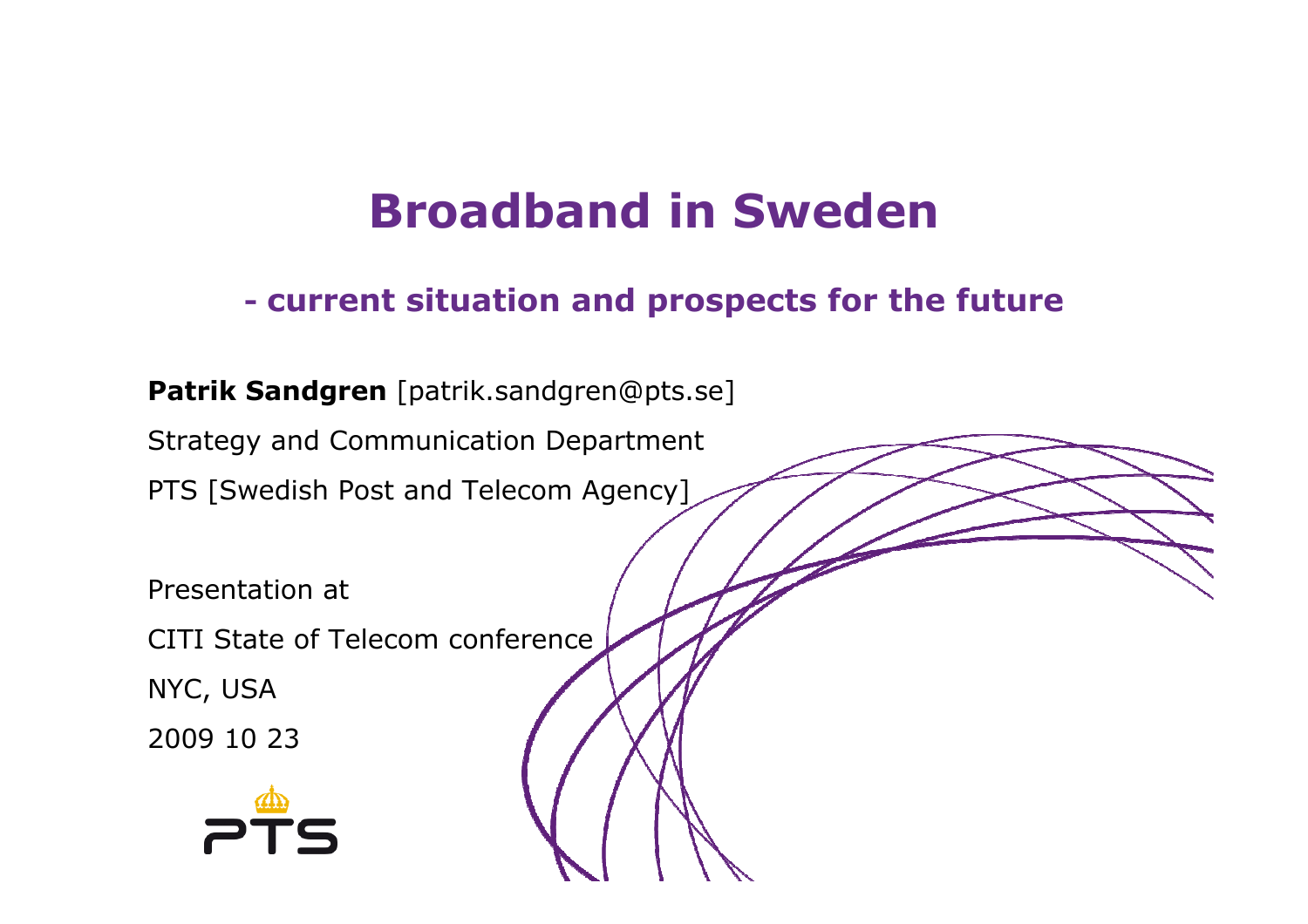# Broadband in Sweden

## - current situation and prospects for the future

**Patrik Sandgren** [patrik.sandgren@pts.se]

Strategy and Communication Department

PTS [Swedish Post and Telecom Agency]

Presentation at

CITI State of Telecom conference

NYC, USA

2009 10 23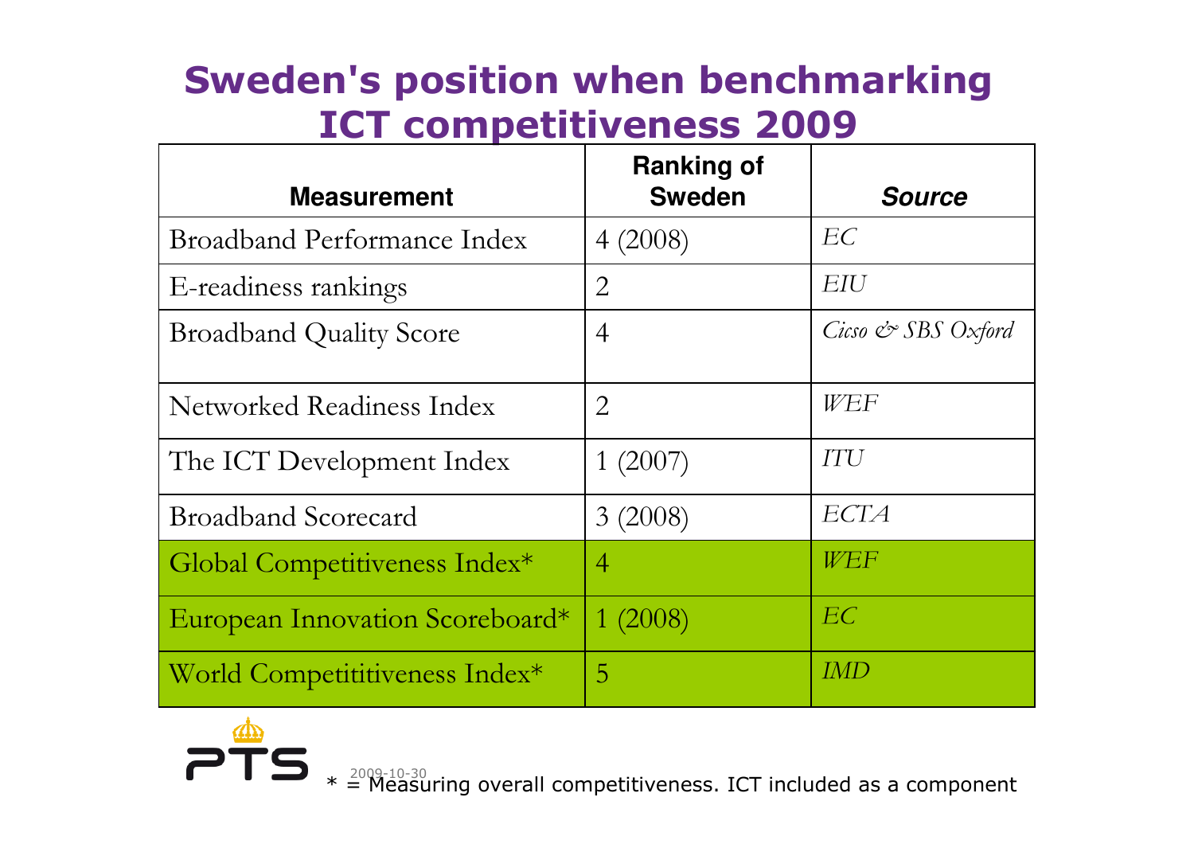# Sweden's position when benchmarking ICT competitiveness 2009

| Measurement | Ranking of Sweden | *Source* |
|---|---|---|
| Broadband Performance Index | 4 (2008) | *EC* |
| E-readiness rankings | 2 | *EIU* |
| Broadband Quality Score | 4 | *Cicso & SBS Oxford* |
| Networked Readiness Index | 2 | *WEF* |
| The ICT Development Index | 1 (2007) | *ITU* |
| Broadband Scorecard | 3 (2008) | *ECTA* |
| Global Competitiveness Index* | 4 | *WEF* |
| European Innovation Scoreboard* | 1 (2008) | *EC* |
| World Competititiveness Index* | 5 | *IMD* |

* = Measuring overall competitiveness. ICT included as a component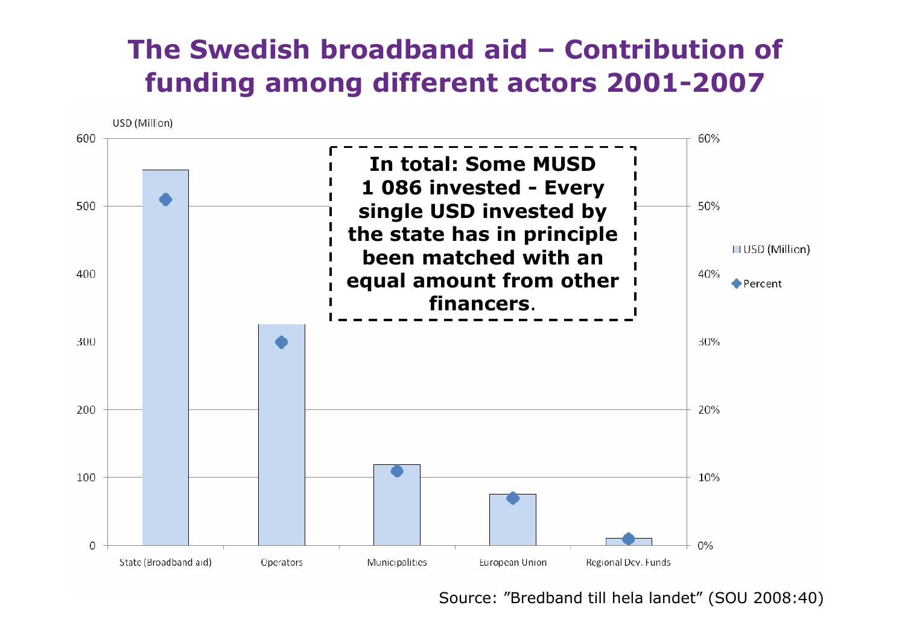# The Swedish broadband aid – Contribution of funding among different actors 2001-2007

USD (Million)

| | USD (Million) | Percent |
|---|---|---|
| State (Broadband aid) | ~553 | ~51% |
| Operators | ~325 | ~30% |
| Municipalities | ~119 | ~11% |
| European Union | ~75 | ~7% |
| Regional Dev. Funds | ~10 | ~1% |

**In total: Some MUSD 1 086 invested - Every single USD invested by the state has in principle been matched with an equal amount from other financers**.

Source: ”Bredband till hela landet” (SOU 2008:40)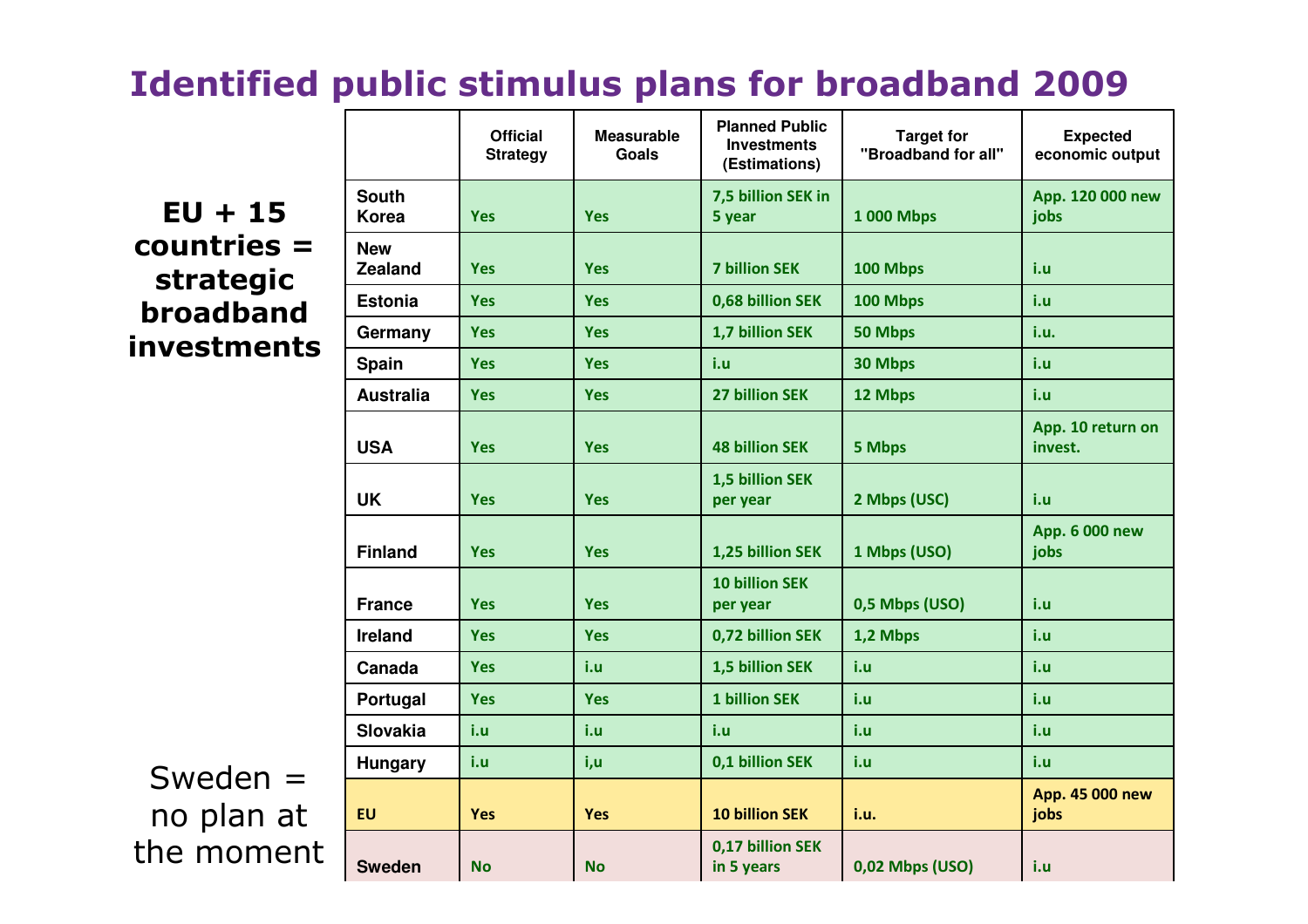# Identified public stimulus plans for broadband 2009

**EU + 15 countries = strategic broadband investments**

| | Official Strategy | Measurable Goals | Planned Public Investments (Estimations) | Target for "Broadband for all" | Expected economic output |
|---|---|---|---|---|---|
| South Korea | Yes | Yes | 7,5 billion SEK in 5 year | 1 000 Mbps | App. 120 000 new jobs |
| New Zealand | Yes | Yes | 7 billion SEK | 100 Mbps | i.u |
| Estonia | Yes | Yes | 0,68 billion SEK | 100 Mbps | i.u |
| Germany | Yes | Yes | 1,7 billion SEK | 50 Mbps | i.u. |
| Spain | Yes | Yes | i.u | 30 Mbps | i.u |
| Australia | Yes | Yes | 27 billion SEK | 12 Mbps | i.u |
| USA | Yes | Yes | 48 billion SEK | 5 Mbps | App. 10 return on invest. |
| UK | Yes | Yes | 1,5 billion SEK per year | 2 Mbps (USC) | i.u |
| Finland | Yes | Yes | 1,25 billion SEK | 1 Mbps (USO) | App. 6 000 new jobs |
| France | Yes | Yes | 10 billion SEK per year | 0,5 Mbps (USO) | i.u |
| Ireland | Yes | Yes | 0,72 billion SEK | 1,2 Mbps | i.u |
| Canada | Yes | i.u | 1,5 billion SEK | i.u | i.u |
| Portugal | Yes | Yes | 1 billion SEK | i.u | i.u |
| Slovakia | i.u | i.u | i.u | i.u | i.u |
| Hungary | i.u | i,u | 0,1 billion SEK | i.u | i.u |
| EU | Yes | Yes | 10 billion SEK | i.u. | App. 45 000 new jobs |
| Sweden | No | No | 0,17 billion SEK in 5 years | 0,02 Mbps (USO) | i.u |

Sweden = no plan at the moment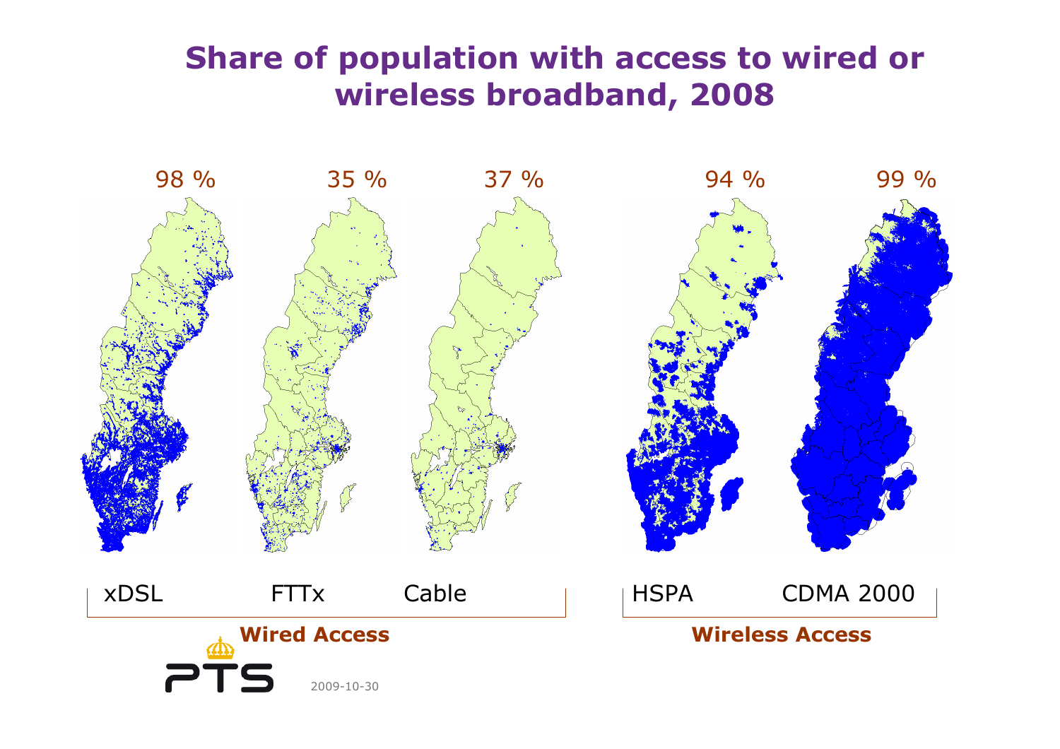# Share of population with access to wired or wireless broadband, 2008

| xDSL | FTTx | Cable | HSPA | CDMA 2000 |
| --- | --- | --- | --- | --- |
| 98 % | 35 % | 37 % | 94 % | 99 % |

**Wired Access**: xDSL, FTTx, Cable

**Wireless Access**: HSPA, CDMA 2000

2009-10-30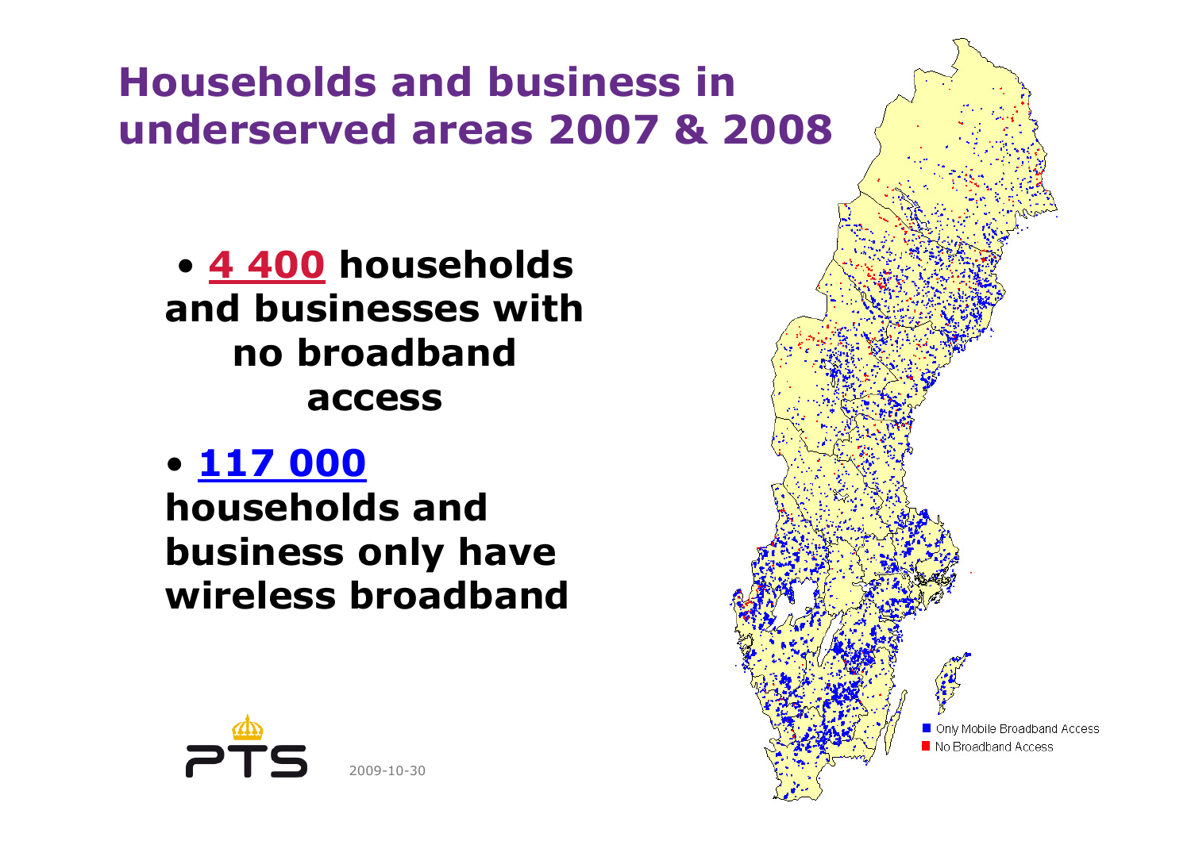# Households and business in underserved areas 2007 & 2008

- **4 400 households and businesses with no broadband access**
- **117 000 households and business only have wireless broadband**

Only Mobile Broadband Access

No Broadband Access

2009-10-30